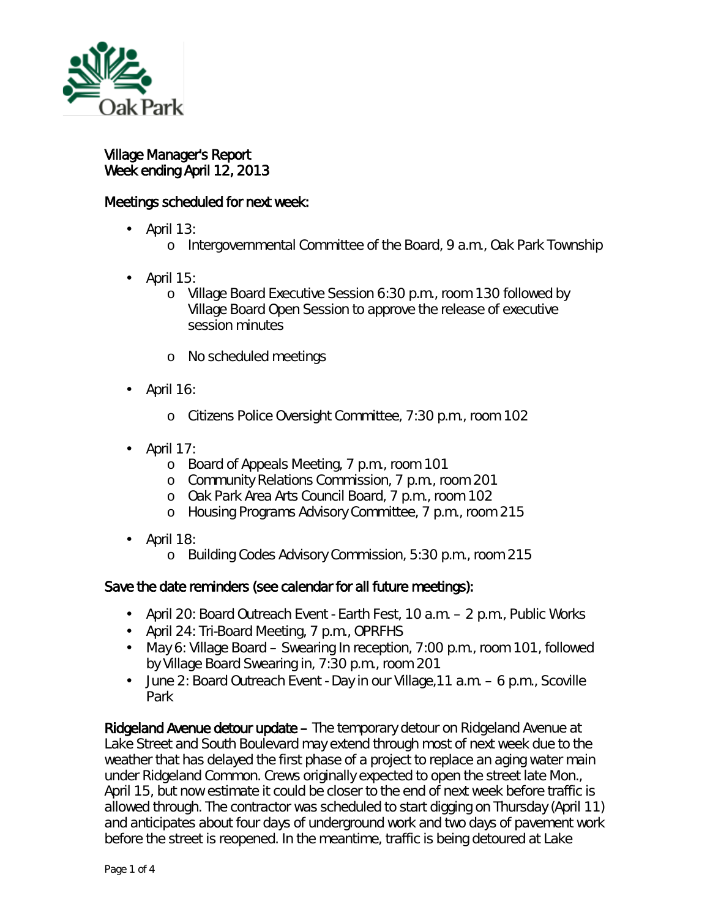Village Manager's Report
Week ending April 12, 2013

## Meetings scheduled for next week:

- April 13:
  - Intergovernmental Committee of the Board, 9 a.m., Oak Park Township
- April 15:
  - Village Board Executive Session 6:30 p.m., room 130 followed by Village Board Open Session to approve the release of executive session minutes
  - No scheduled meetings
- April 16:
  - Citizens Police Oversight Committee, 7:30 p.m., room 102
- April 17:
  - Board of Appeals Meeting, 7 p.m., room 101
  - Community Relations Commission, 7 p.m., room 201
  - Oak Park Area Arts Council Board, 7 p.m., room 102
  - Housing Programs Advisory Committee, 7 p.m., room 215
- April 18:
  - Building Codes Advisory Commission, 5:30 p.m., room 215

## Save the date reminders (see calendar for all future meetings):

- April 20: Board Outreach Event - Earth Fest, 10 a.m. – 2 p.m., Public Works
- April 24: Tri-Board Meeting, 7 p.m., OPRFHS
- May 6: Village Board – Swearing In reception, 7:00 p.m., room 101, followed by Village Board Swearing in, 7:30 p.m., room 201
- June 2: Board Outreach Event - Day in our Village,11 a.m. – 6 p.m., Scoville Park

**Ridgeland Avenue detour update –** The temporary detour on Ridgeland Avenue at Lake Street and South Boulevard may extend through most of next week due to the weather that has delayed the first phase of a project to replace an aging water main under Ridgeland Common. Crews originally expected to open the street late Mon., April 15, but now estimate it could be closer to the end of next week before traffic is allowed through. The contractor was scheduled to start digging on Thursday (April 11) and anticipates about four days of underground work and two days of pavement work before the street is reopened. In the meantime, traffic is being detoured at Lake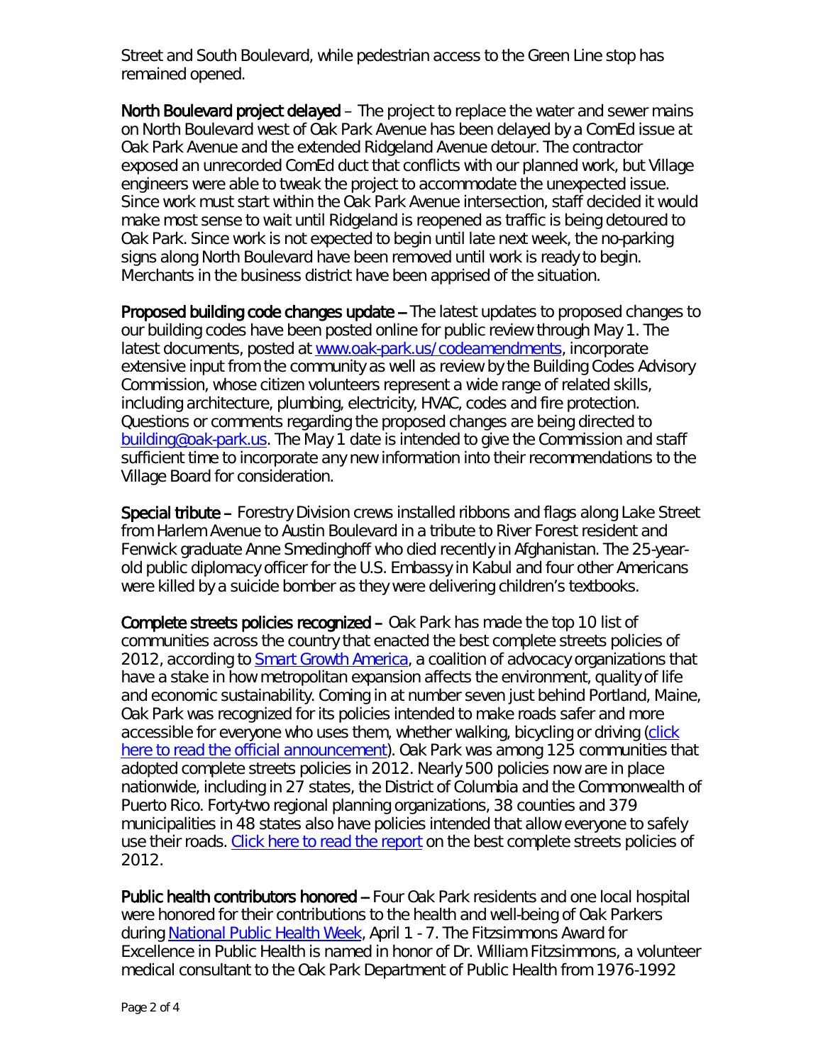Street and South Boulevard, while pedestrian access to the Green Line stop has remained opened.

**North Boulevard project delayed** – The project to replace the water and sewer mains on North Boulevard west of Oak Park Avenue has been delayed by a ComEd issue at Oak Park Avenue and the extended Ridgeland Avenue detour. The contractor exposed an unrecorded ComEd duct that conflicts with our planned work, but Village engineers were able to tweak the project to accommodate the unexpected issue. Since work must start within the Oak Park Avenue intersection, staff decided it would make most sense to wait until Ridgeland is reopened as traffic is being detoured to Oak Park. Since work is not expected to begin until late next week, the no-parking signs along North Boulevard have been removed until work is ready to begin. Merchants in the business district have been apprised of the situation.

**Proposed building code changes update** – The latest updates to proposed changes to our building codes have been posted online for public review through May 1. The latest documents, posted at [www.oak-park.us/codeamendments](www.oak-park.us/codeamendments), incorporate extensive input from the community as well as review by the Building Codes Advisory Commission, whose citizen volunteers represent a wide range of related skills, including architecture, plumbing, electricity, HVAC, codes and fire protection. Questions or comments regarding the proposed changes are being directed to [building@oak-park.us](mailto:building@oak-park.us). The May 1 date is intended to give the Commission and staff sufficient time to incorporate any new information into their recommendations to the Village Board for consideration.

**Special tribute** – Forestry Division crews installed ribbons and flags along Lake Street from Harlem Avenue to Austin Boulevard in a tribute to River Forest resident and Fenwick graduate Anne Smedinghoff who died recently in Afghanistan. The 25-year-old public diplomacy officer for the U.S. Embassy in Kabul and four other Americans were killed by a suicide bomber as they were delivering children's textbooks.

**Complete streets policies recognized** – Oak Park has made the top 10 list of communities across the country that enacted the best complete streets policies of 2012, according to [Smart Growth America](), a coalition of advocacy organizations that have a stake in how metropolitan expansion affects the environment, quality of life and economic sustainability. Coming in at number seven just behind Portland, Maine, Oak Park was recognized for its policies intended to make roads safer and more accessible for everyone who uses them, whether walking, bicycling or driving ([click here to read the official announcement]()). Oak Park was among 125 communities that adopted complete streets policies in 2012. Nearly 500 policies now are in place nationwide, including in 27 states, the District of Columbia and the Commonwealth of Puerto Rico. Forty-two regional planning organizations, 38 counties and 379 municipalities in 48 states also have policies intended that allow everyone to safely use their roads. [Click here to read the report]() on the best complete streets policies of 2012.

**Public health contributors honored** – Four Oak Park residents and one local hospital were honored for their contributions to the health and well-being of Oak Parkers during [National Public Health Week](), April 1 - 7. The Fitzsimmons Award for Excellence in Public Health is named in honor of Dr. William Fitzsimmons, a volunteer medical consultant to the Oak Park Department of Public Health from 1976-1992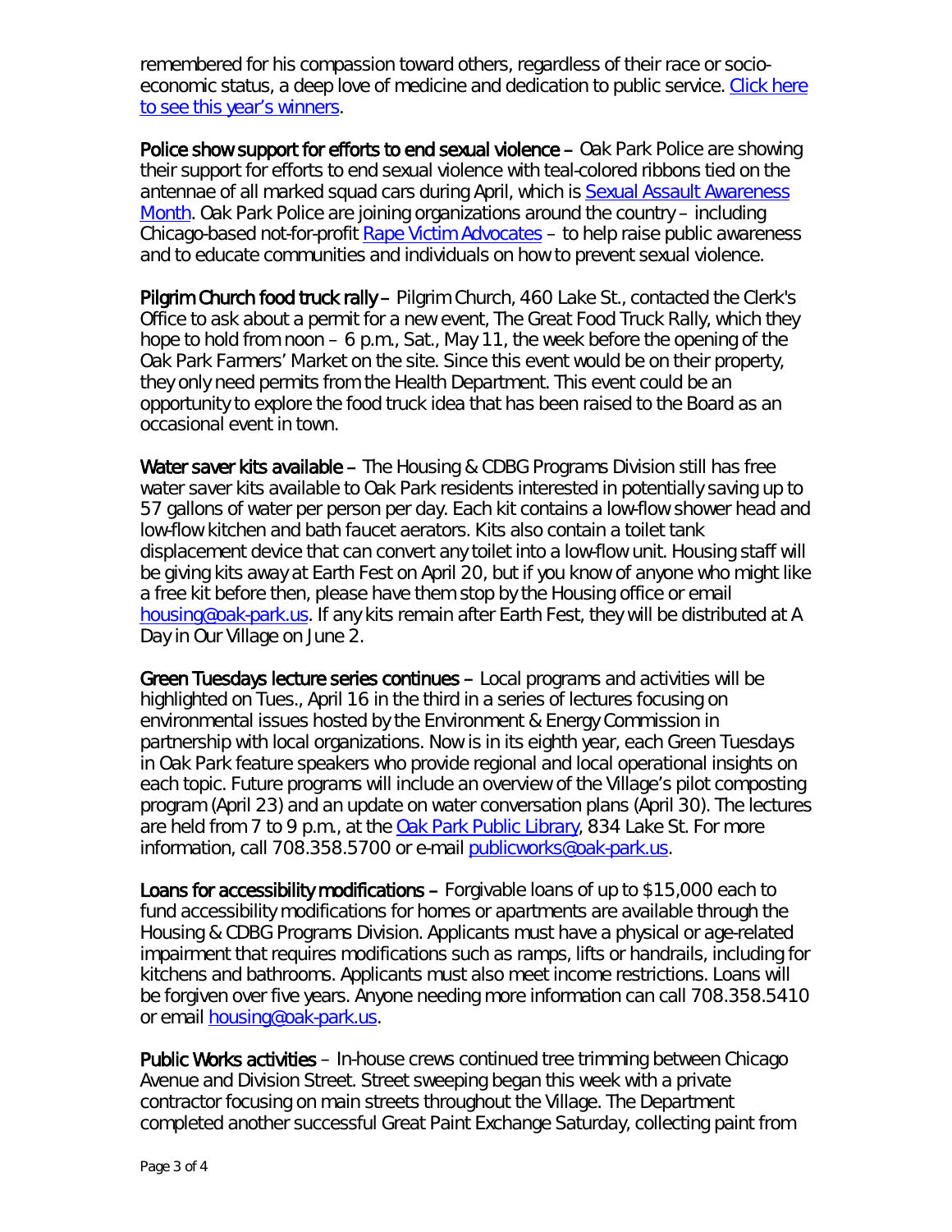remembered for his compassion toward others, regardless of their race or socio-economic status, a deep love of medicine and dedication to public service. [Click here to see this year's winners](#).

**Police show support for efforts to end sexual violence** – Oak Park Police are showing their support for efforts to end sexual violence with teal-colored ribbons tied on the antennae of all marked squad cars during April, which is [Sexual Assault Awareness Month](#). Oak Park Police are joining organizations around the country – including Chicago-based not-for-profit [Rape Victim Advocates](#) – to help raise public awareness and to educate communities and individuals on how to prevent sexual violence.

**Pilgrim Church food truck rally** – Pilgrim Church, 460 Lake St., contacted the Clerk's Office to ask about a permit for a new event, The Great Food Truck Rally, which they hope to hold from noon – 6 p.m., Sat., May 11, the week before the opening of the Oak Park Farmers' Market on the site. Since this event would be on their property, they only need permits from the Health Department. This event could be an opportunity to explore the food truck idea that has been raised to the Board as an occasional event in town.

**Water saver kits available** – The Housing & CDBG Programs Division still has free water saver kits available to Oak Park residents interested in potentially saving up to 57 gallons of water per person per day. Each kit contains a low-flow shower head and low-flow kitchen and bath faucet aerators. Kits also contain a toilet tank displacement device that can convert any toilet into a low-flow unit. Housing staff will be giving kits away at Earth Fest on April 20, but if you know of anyone who might like a free kit before then, please have them stop by the Housing office or email [housing@oak-park.us](mailto:housing@oak-park.us). If any kits remain after Earth Fest, they will be distributed at A Day in Our Village on June 2.

**Green Tuesdays lecture series continues** – Local programs and activities will be highlighted on Tues., April 16 in the third in a series of lectures focusing on environmental issues hosted by the Environment & Energy Commission in partnership with local organizations. Now is in its eighth year, each Green Tuesdays in Oak Park feature speakers who provide regional and local operational insights on each topic. Future programs will include an overview of the Village's pilot composting program (April 23) and an update on water conversation plans (April 30). The lectures are held from 7 to 9 p.m., at the [Oak Park Public Library](#), 834 Lake St. For more information, call 708.358.5700 or e-mail [publicworks@oak-park.us](mailto:publicworks@oak-park.us).

**Loans for accessibility modifications** – Forgivable loans of up to $15,000 each to fund accessibility modifications for homes or apartments are available through the Housing & CDBG Programs Division. Applicants must have a physical or age-related impairment that requires modifications such as ramps, lifts or handrails, including for kitchens and bathrooms. Applicants must also meet income restrictions. Loans will be forgiven over five years. Anyone needing more information can call 708.358.5410 or email [housing@oak-park.us](mailto:housing@oak-park.us).

**Public Works activities** – In-house crews continued tree trimming between Chicago Avenue and Division Street. Street sweeping began this week with a private contractor focusing on main streets throughout the Village. The Department completed another successful Great Paint Exchange Saturday, collecting paint from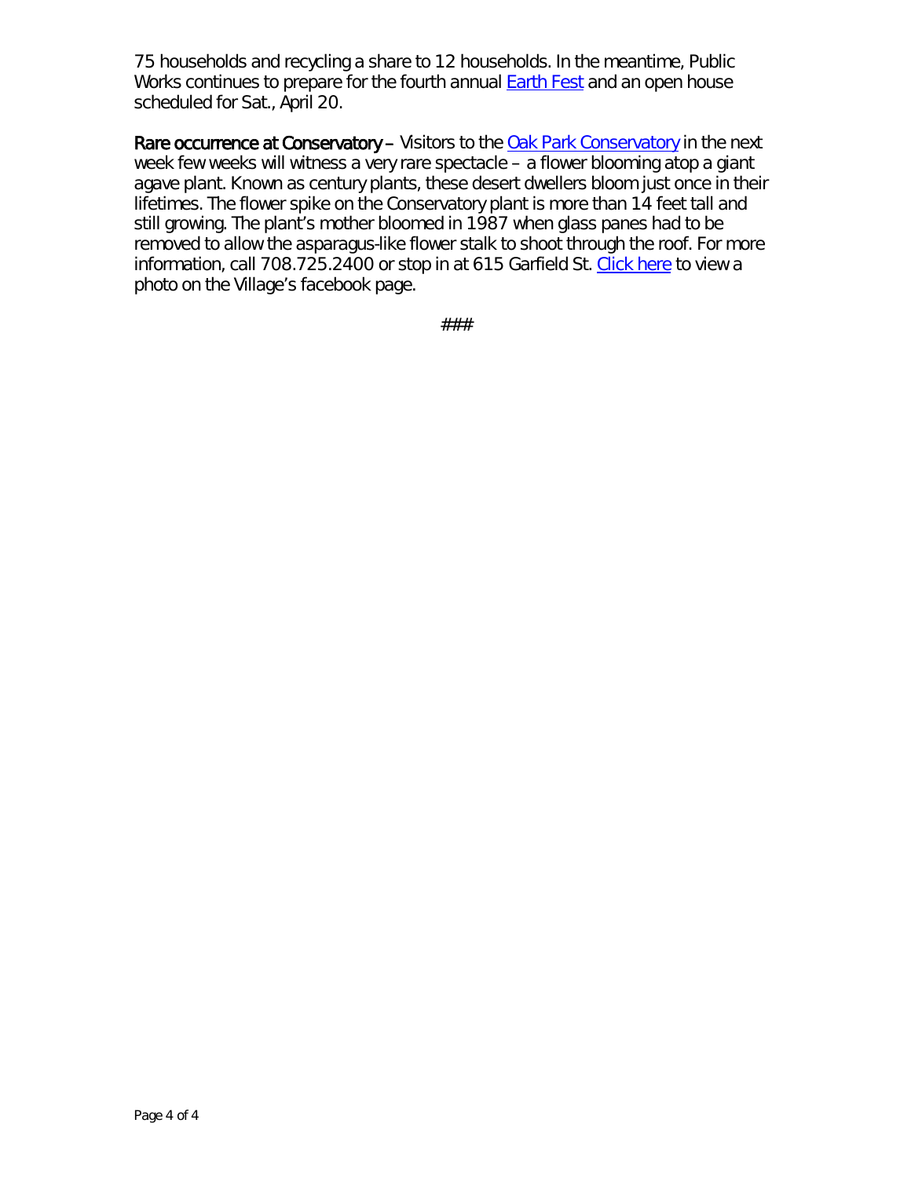75 households and recycling a share to 12 households. In the meantime, Public Works continues to prepare for the fourth annual Earth Fest and an open house scheduled for Sat., April 20.

**Rare occurrence at Conservatory –** Visitors to the Oak Park Conservatory in the next week few weeks will witness a very rare spectacle – a flower blooming atop a giant agave plant. Known as century plants, these desert dwellers bloom just once in their lifetimes. The flower spike on the Conservatory plant is more than 14 feet tall and still growing. The plant's mother bloomed in 1987 when glass panes had to be removed to allow the asparagus-like flower stalk to shoot through the roof. For more information, call 708.725.2400 or stop in at 615 Garfield St. Click here to view a photo on the Village's facebook page.

###